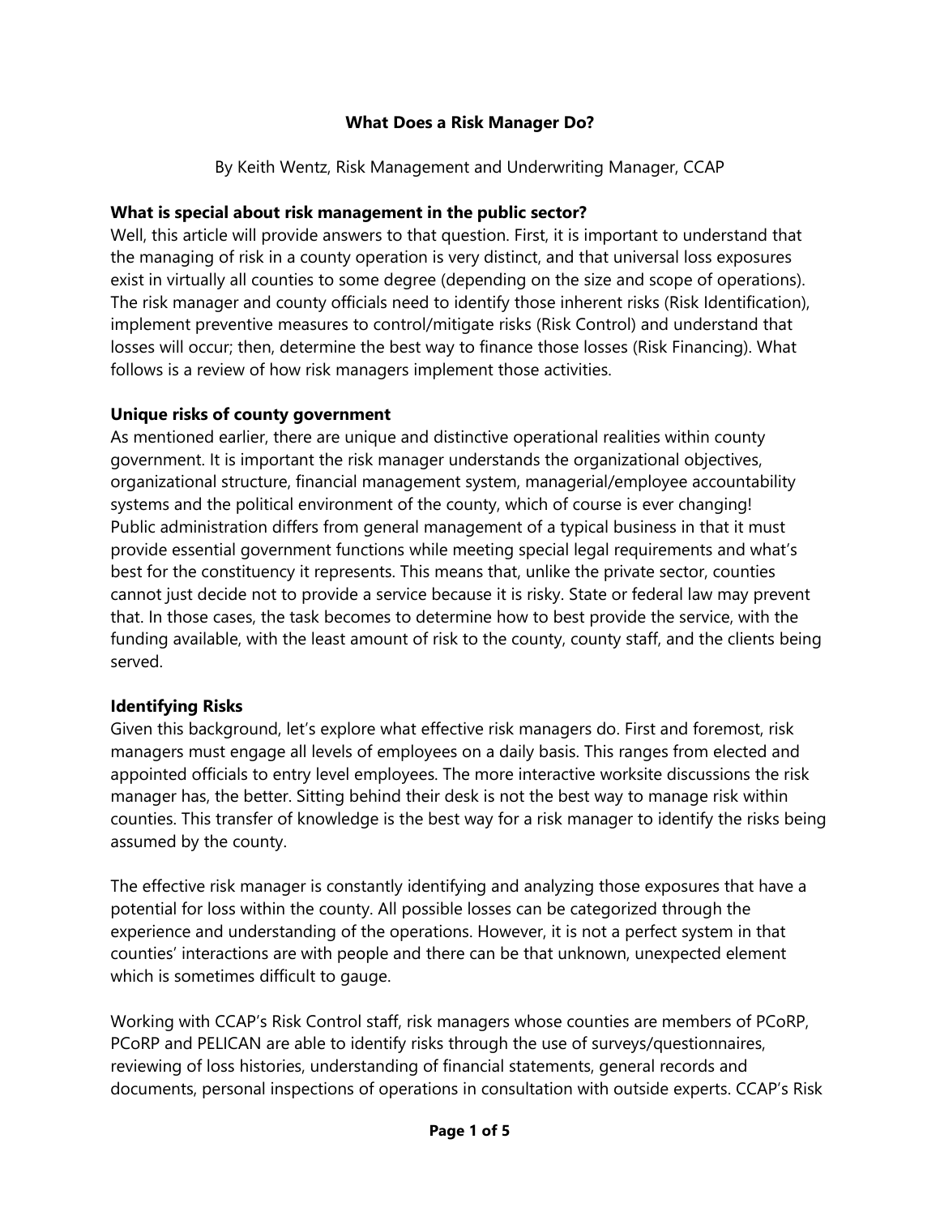**What Does a Risk Manager Do?**

By Keith Wentz, Risk Management and Underwriting Manager, CCAP

**What is special about risk management in the public sector?**

Well, this article will provide answers to that question. First, it is important to understand that the managing of risk in a county operation is very distinct, and that universal loss exposures exist in virtually all counties to some degree (depending on the size and scope of operations). The risk manager and county officials need to identify those inherent risks (Risk Identification), implement preventive measures to control/mitigate risks (Risk Control) and understand that losses will occur; then, determine the best way to finance those losses (Risk Financing). What follows is a review of how risk managers implement those activities.

**Unique risks of county government**

As mentioned earlier, there are unique and distinctive operational realities within county government. It is important the risk manager understands the organizational objectives, organizational structure, financial management system, managerial/employee accountability systems and the political environment of the county, which of course is ever changing! Public administration differs from general management of a typical business in that it must provide essential government functions while meeting special legal requirements and what's best for the constituency it represents. This means that, unlike the private sector, counties cannot just decide not to provide a service because it is risky. State or federal law may prevent that. In those cases, the task becomes to determine how to best provide the service, with the funding available, with the least amount of risk to the county, county staff, and the clients being served.

**Identifying Risks**

Given this background, let's explore what effective risk managers do. First and foremost, risk managers must engage all levels of employees on a daily basis. This ranges from elected and appointed officials to entry level employees. The more interactive worksite discussions the risk manager has, the better. Sitting behind their desk is not the best way to manage risk within counties. This transfer of knowledge is the best way for a risk manager to identify the risks being assumed by the county.

The effective risk manager is constantly identifying and analyzing those exposures that have a potential for loss within the county. All possible losses can be categorized through the experience and understanding of the operations. However, it is not a perfect system in that counties' interactions are with people and there can be that unknown, unexpected element which is sometimes difficult to gauge.

Working with CCAP's Risk Control staff, risk managers whose counties are members of PCoRP, PCoRP and PELICAN are able to identify risks through the use of surveys/questionnaires, reviewing of loss histories, understanding of financial statements, general records and documents, personal inspections of operations in consultation with outside experts. CCAP's Risk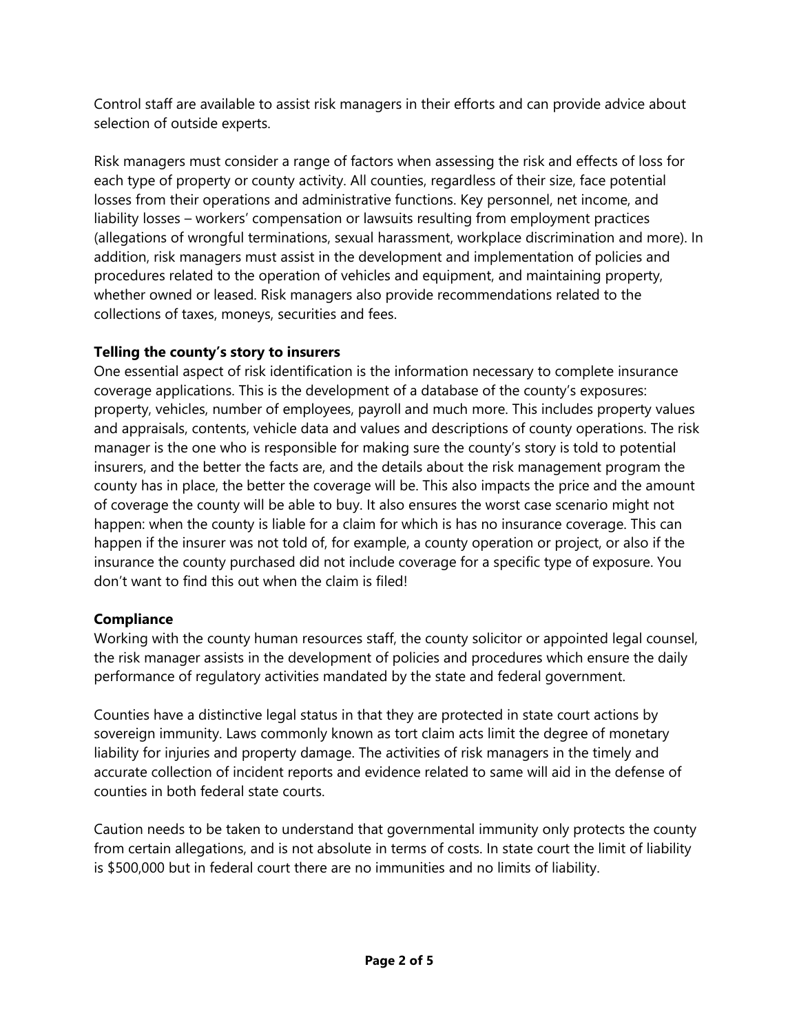Control staff are available to assist risk managers in their efforts and can provide advice about selection of outside experts.

Risk managers must consider a range of factors when assessing the risk and effects of loss for each type of property or county activity. All counties, regardless of their size, face potential losses from their operations and administrative functions. Key personnel, net income, and liability losses – workers' compensation or lawsuits resulting from employment practices (allegations of wrongful terminations, sexual harassment, workplace discrimination and more). In addition, risk managers must assist in the development and implementation of policies and procedures related to the operation of vehicles and equipment, and maintaining property, whether owned or leased. Risk managers also provide recommendations related to the collections of taxes, moneys, securities and fees.

**Telling the county's story to insurers**

One essential aspect of risk identification is the information necessary to complete insurance coverage applications. This is the development of a database of the county's exposures: property, vehicles, number of employees, payroll and much more. This includes property values and appraisals, contents, vehicle data and values and descriptions of county operations. The risk manager is the one who is responsible for making sure the county's story is told to potential insurers, and the better the facts are, and the details about the risk management program the county has in place, the better the coverage will be. This also impacts the price and the amount of coverage the county will be able to buy. It also ensures the worst case scenario might not happen: when the county is liable for a claim for which is has no insurance coverage. This can happen if the insurer was not told of, for example, a county operation or project, or also if the insurance the county purchased did not include coverage for a specific type of exposure. You don't want to find this out when the claim is filed!

**Compliance**

Working with the county human resources staff, the county solicitor or appointed legal counsel, the risk manager assists in the development of policies and procedures which ensure the daily performance of regulatory activities mandated by the state and federal government.

Counties have a distinctive legal status in that they are protected in state court actions by sovereign immunity. Laws commonly known as tort claim acts limit the degree of monetary liability for injuries and property damage. The activities of risk managers in the timely and accurate collection of incident reports and evidence related to same will aid in the defense of counties in both federal state courts.

Caution needs to be taken to understand that governmental immunity only protects the county from certain allegations, and is not absolute in terms of costs. In state court the limit of liability is $500,000 but in federal court there are no immunities and no limits of liability.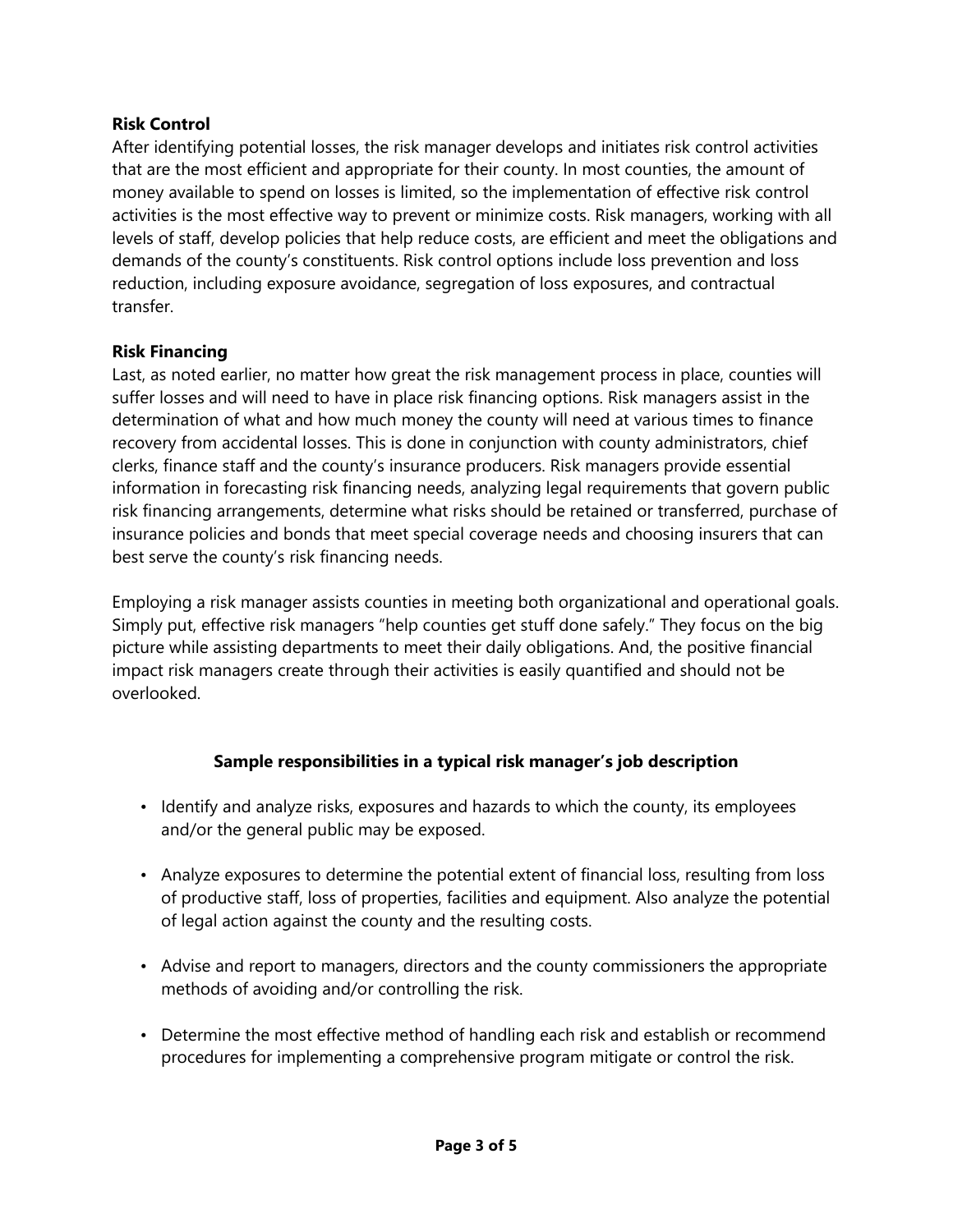**Risk Control**

After identifying potential losses, the risk manager develops and initiates risk control activities that are the most efficient and appropriate for their county. In most counties, the amount of money available to spend on losses is limited, so the implementation of effective risk control activities is the most effective way to prevent or minimize costs. Risk managers, working with all levels of staff, develop policies that help reduce costs, are efficient and meet the obligations and demands of the county's constituents. Risk control options include loss prevention and loss reduction, including exposure avoidance, segregation of loss exposures, and contractual transfer.

**Risk Financing**

Last, as noted earlier, no matter how great the risk management process in place, counties will suffer losses and will need to have in place risk financing options. Risk managers assist in the determination of what and how much money the county will need at various times to finance recovery from accidental losses. This is done in conjunction with county administrators, chief clerks, finance staff and the county's insurance producers. Risk managers provide essential information in forecasting risk financing needs, analyzing legal requirements that govern public risk financing arrangements, determine what risks should be retained or transferred, purchase of insurance policies and bonds that meet special coverage needs and choosing insurers that can best serve the county's risk financing needs.

Employing a risk manager assists counties in meeting both organizational and operational goals. Simply put, effective risk managers "help counties get stuff done safely." They focus on the big picture while assisting departments to meet their daily obligations. And, the positive financial impact risk managers create through their activities is easily quantified and should not be overlooked.

**Sample responsibilities in a typical risk manager's job description**

- Identify and analyze risks, exposures and hazards to which the county, its employees and/or the general public may be exposed.
- Analyze exposures to determine the potential extent of financial loss, resulting from loss of productive staff, loss of properties, facilities and equipment. Also analyze the potential of legal action against the county and the resulting costs.
- Advise and report to managers, directors and the county commissioners the appropriate methods of avoiding and/or controlling the risk.
- Determine the most effective method of handling each risk and establish or recommend procedures for implementing a comprehensive program mitigate or control the risk.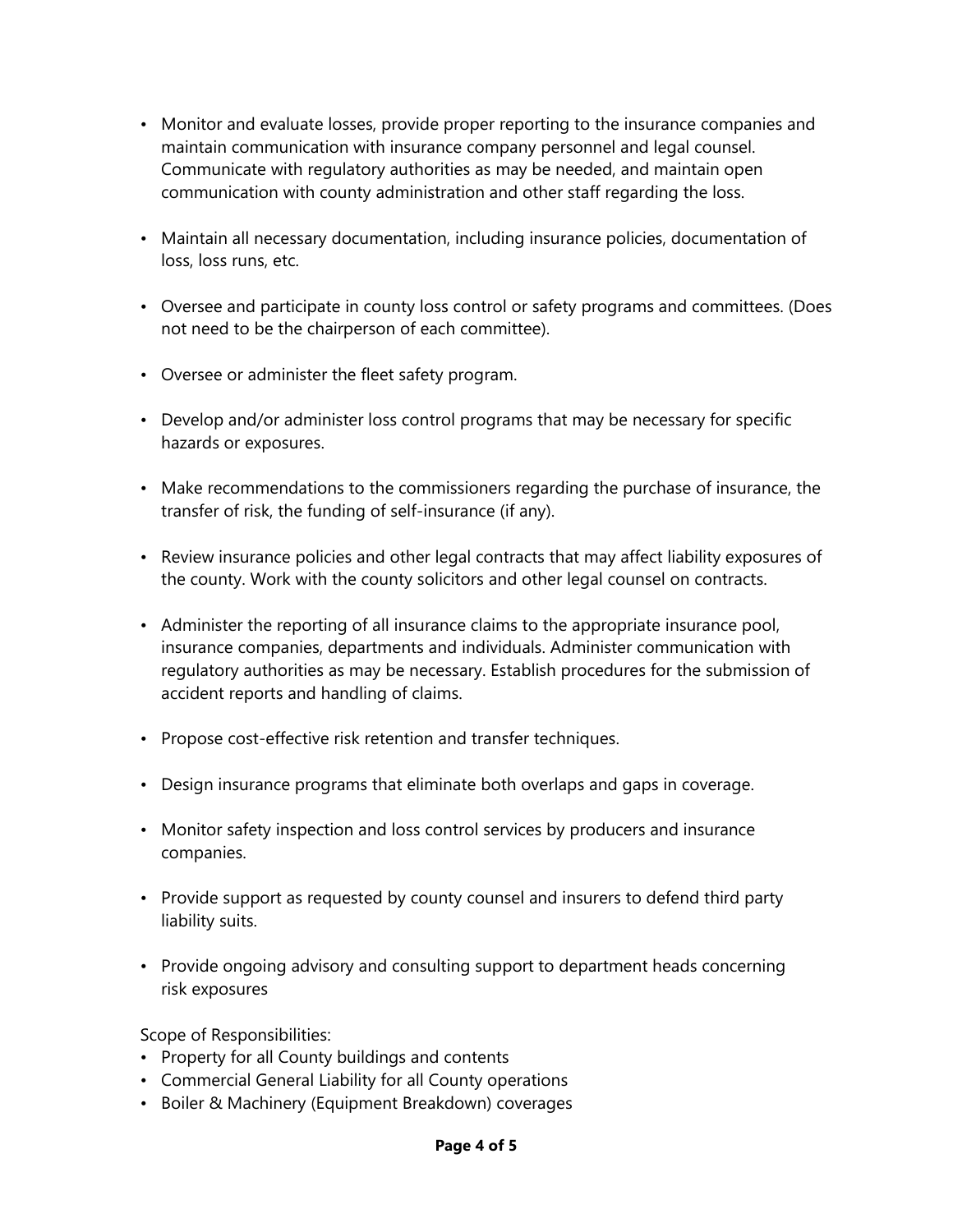- Monitor and evaluate losses, provide proper reporting to the insurance companies and maintain communication with insurance company personnel and legal counsel. Communicate with regulatory authorities as may be needed, and maintain open communication with county administration and other staff regarding the loss.

- Maintain all necessary documentation, including insurance policies, documentation of loss, loss runs, etc.

- Oversee and participate in county loss control or safety programs and committees. (Does not need to be the chairperson of each committee).

- Oversee or administer the fleet safety program.

- Develop and/or administer loss control programs that may be necessary for specific hazards or exposures.

- Make recommendations to the commissioners regarding the purchase of insurance, the transfer of risk, the funding of self-insurance (if any).

- Review insurance policies and other legal contracts that may affect liability exposures of the county. Work with the county solicitors and other legal counsel on contracts.

- Administer the reporting of all insurance claims to the appropriate insurance pool, insurance companies, departments and individuals. Administer communication with regulatory authorities as may be necessary. Establish procedures for the submission of accident reports and handling of claims.

- Propose cost-effective risk retention and transfer techniques.

- Design insurance programs that eliminate both overlaps and gaps in coverage.

- Monitor safety inspection and loss control services by producers and insurance companies.

- Provide support as requested by county counsel and insurers to defend third party liability suits.

- Provide ongoing advisory and consulting support to department heads concerning risk exposures

Scope of Responsibilities:

- Property for all County buildings and contents
- Commercial General Liability for all County operations
- Boiler & Machinery (Equipment Breakdown) coverages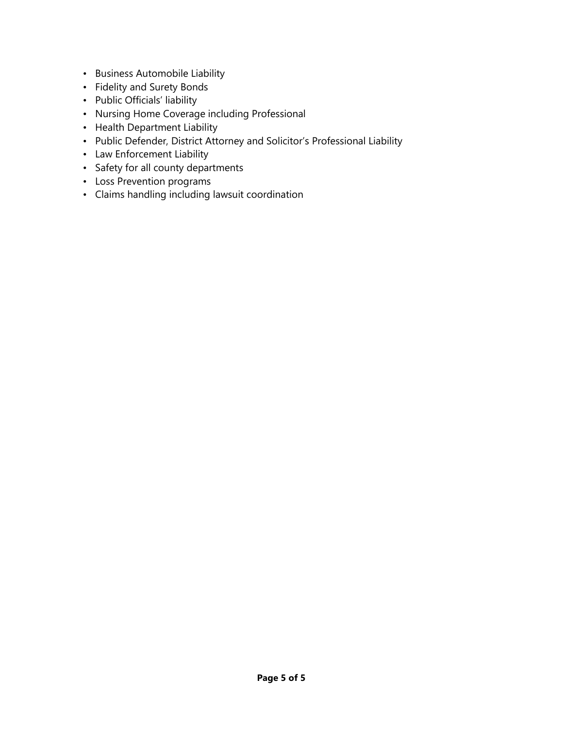- Business Automobile Liability
- Fidelity and Surety Bonds
- Public Officials' liability
- Nursing Home Coverage including Professional
- Health Department Liability
- Public Defender, District Attorney and Solicitor's Professional Liability
- Law Enforcement Liability
- Safety for all county departments
- Loss Prevention programs
- Claims handling including lawsuit coordination